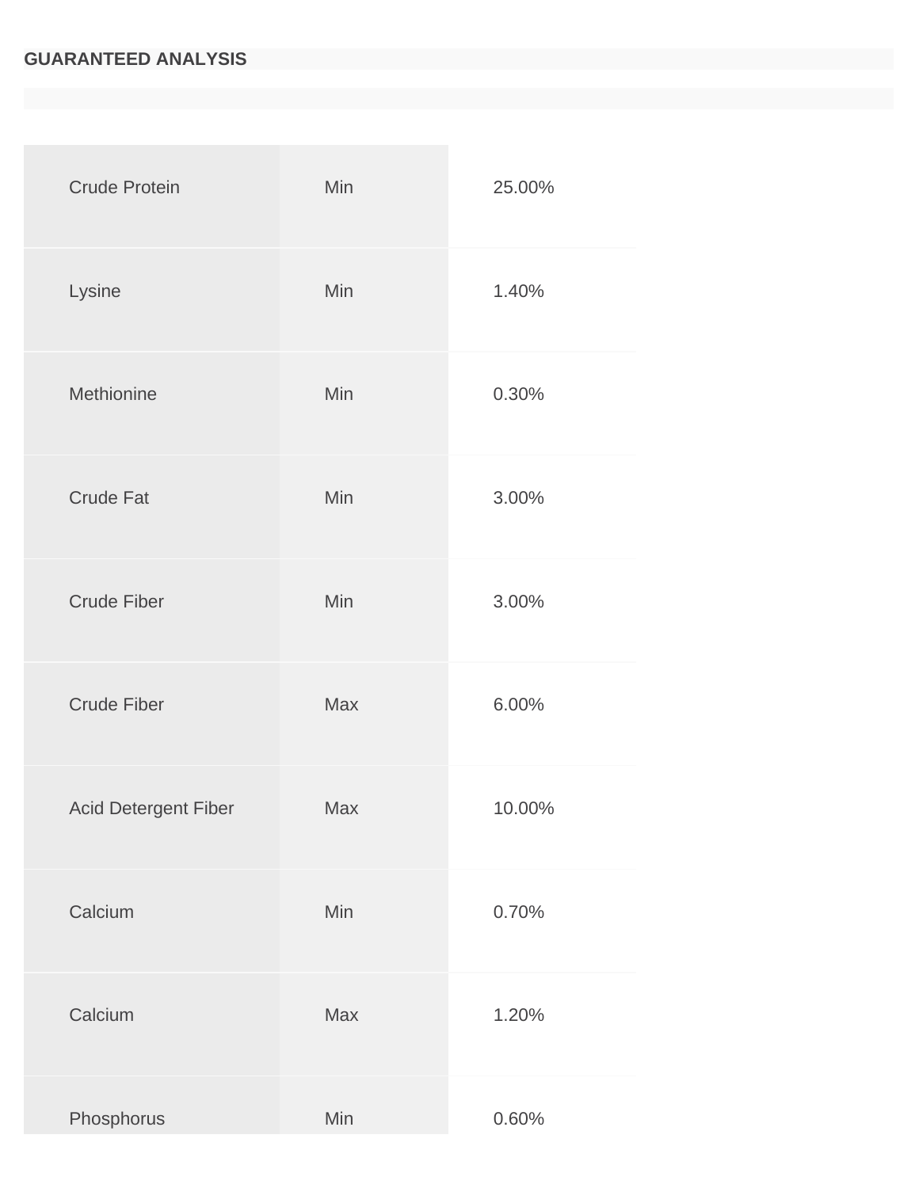## GUARANTEED ANALYSIS

| | | |
|---|---|---|
| Crude Protein | Min | 25.00% |
| Lysine | Min | 1.40% |
| Methionine | Min | 0.30% |
| Crude Fat | Min | 3.00% |
| Crude Fiber | Min | 3.00% |
| Crude Fiber | Max | 6.00% |
| Acid Detergent Fiber | Max | 10.00% |
| Calcium | Min | 0.70% |
| Calcium | Max | 1.20% |
| Phosphorus | Min | 0.60% |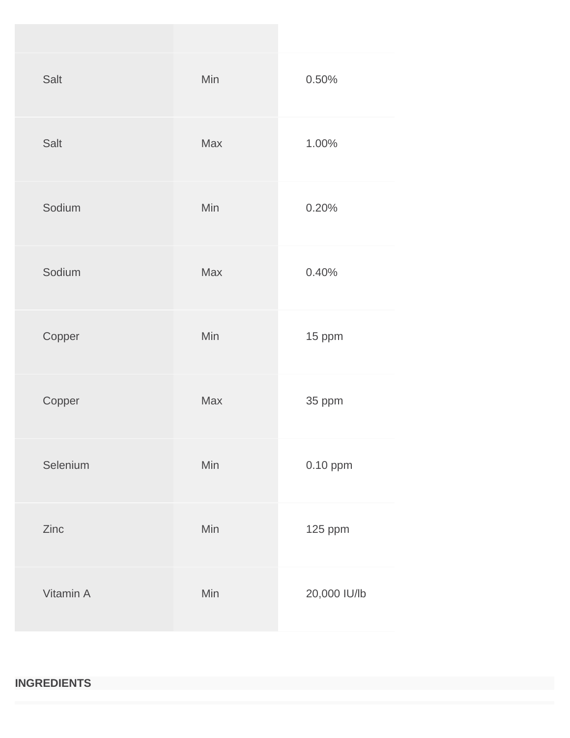| | | |
|---|---|---|
| Salt | Min | 0.50% |
| Salt | Max | 1.00% |
| Sodium | Min | 0.20% |
| Sodium | Max | 0.40% |
| Copper | Min | 15 ppm |
| Copper | Max | 35 ppm |
| Selenium | Min | 0.10 ppm |
| Zinc | Min | 125 ppm |
| Vitamin A | Min | 20,000 IU/lb |

**INGREDIENTS**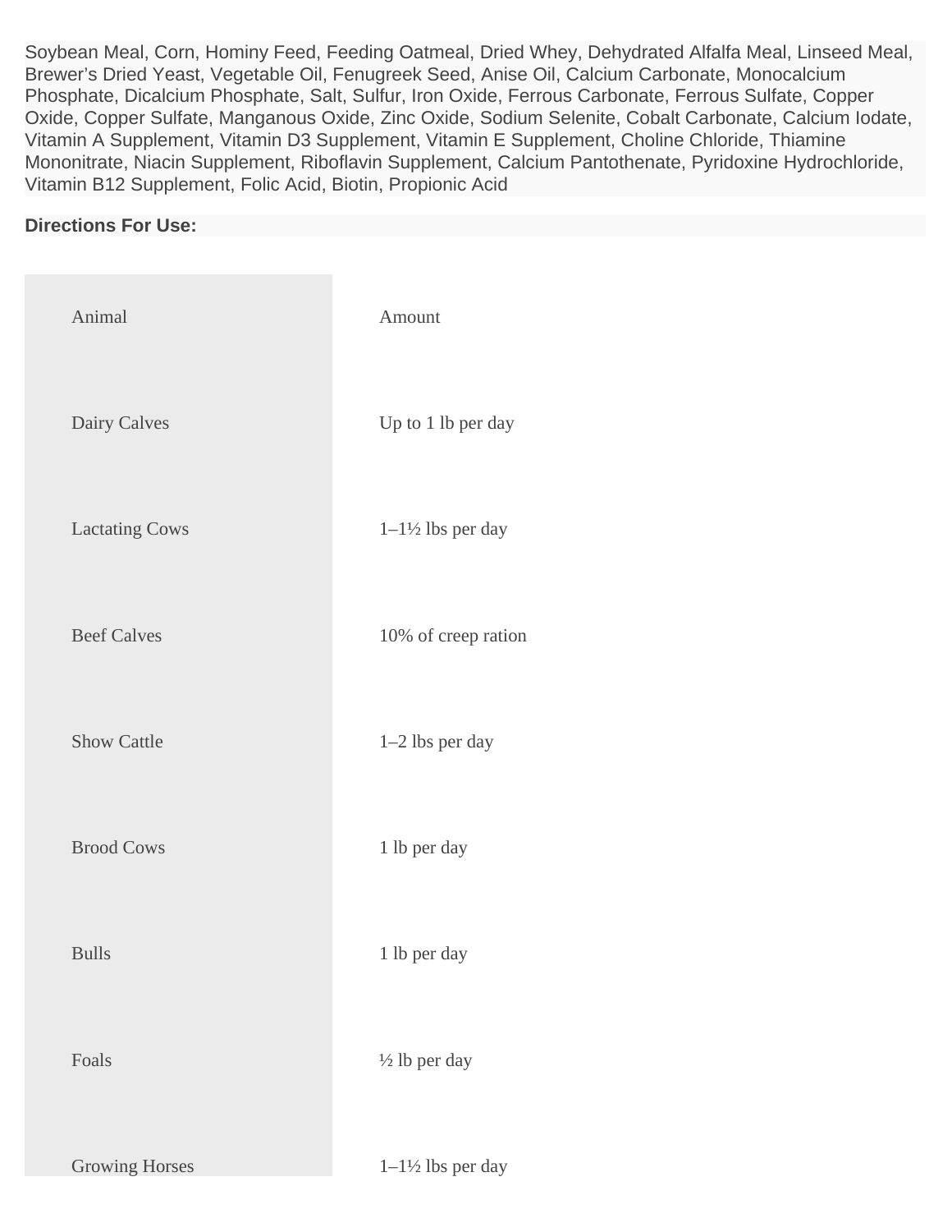Soybean Meal, Corn, Hominy Feed, Feeding Oatmeal, Dried Whey, Dehydrated Alfalfa Meal, Linseed Meal, Brewer's Dried Yeast, Vegetable Oil, Fenugreek Seed, Anise Oil, Calcium Carbonate, Monocalcium Phosphate, Dicalcium Phosphate, Salt, Sulfur, Iron Oxide, Ferrous Carbonate, Ferrous Sulfate, Copper Oxide, Copper Sulfate, Manganous Oxide, Zinc Oxide, Sodium Selenite, Cobalt Carbonate, Calcium Iodate, Vitamin A Supplement, Vitamin D3 Supplement, Vitamin E Supplement, Choline Chloride, Thiamine Mononitrate, Niacin Supplement, Riboflavin Supplement, Calcium Pantothenate, Pyridoxine Hydrochloride, Vitamin B12 Supplement, Folic Acid, Biotin, Propionic Acid

**Directions For Use:**

| Animal | Amount |
|---|---|
| Dairy Calves | Up to 1 lb per day |
| Lactating Cows | 1–1½ lbs per day |
| Beef Calves | 10% of creep ration |
| Show Cattle | 1–2 lbs per day |
| Brood Cows | 1 lb per day |
| Bulls | 1 lb per day |
| Foals | ½ lb per day |
| Growing Horses | 1–1½ lbs per day |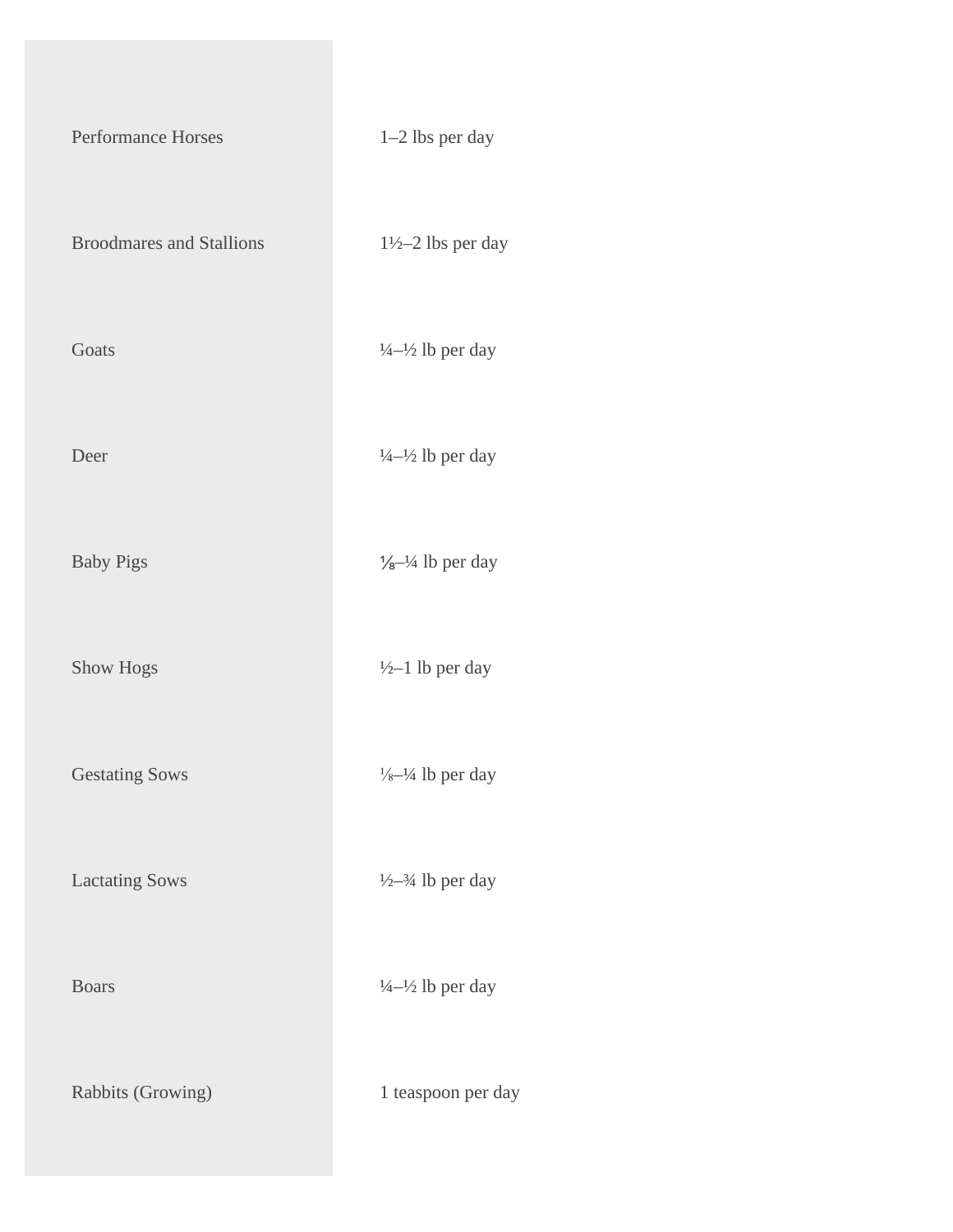| | |
|---|---|
| Performance Horses | 1–2 lbs per day |
| Broodmares and Stallions | 1½–2 lbs per day |
| Goats | ¼–½ lb per day |
| Deer | ¼–½ lb per day |
| Baby Pigs | ⅛–¼ lb per day |
| Show Hogs | ½–1 lb per day |
| Gestating Sows | ⅛–¼ lb per day |
| Lactating Sows | ½–¾ lb per day |
| Boars | ¼–½ lb per day |
| Rabbits (Growing) | 1 teaspoon per day |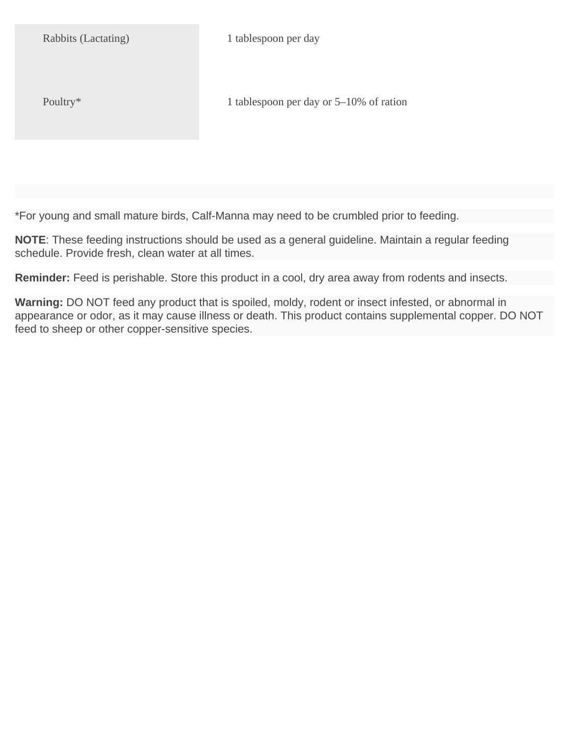| | |
|---|---|
| Rabbits (Lactating) | 1 tablespoon per day |
| Poultry* | 1 tablespoon per day or 5–10% of ration |

*For young and small mature birds, Calf-Manna may need to be crumbled prior to feeding.

**NOTE**: These feeding instructions should be used as a general guideline. Maintain a regular feeding schedule. Provide fresh, clean water at all times.

**Reminder:** Feed is perishable. Store this product in a cool, dry area away from rodents and insects.

**Warning:** DO NOT feed any product that is spoiled, moldy, rodent or insect infested, or abnormal in appearance or odor, as it may cause illness or death. This product contains supplemental copper. DO NOT feed to sheep or other copper-sensitive species.